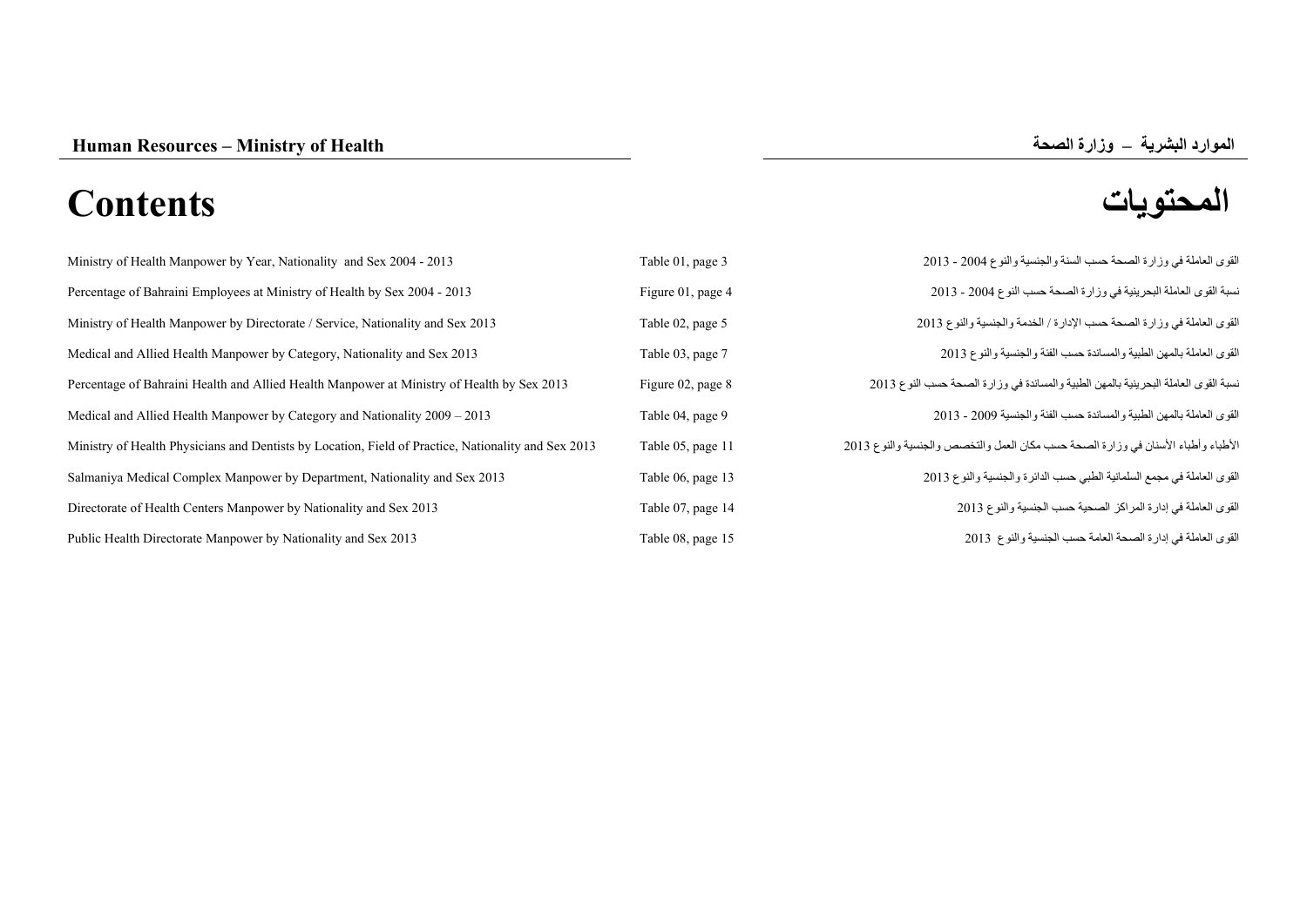# Contents

# المحتويات

| | | |
|---|---|---|
| Ministry of Health Manpower by Year, Nationality and Sex 2004 - 2013 | Table 01, page 3 | القوى العاملة في وزارة الصحة حسب السنة والجنسية والنوع 2004 - 2013 |
| Percentage of Bahraini Employees at Ministry of Health by Sex 2004 - 2013 | Figure 01, page 4 | نسبة القوى العاملة البحرينية في وزارة الصحة حسب النوع 2004 - 2013 |
| Ministry of Health Manpower by Directorate / Service, Nationality and Sex 2013 | Table 02, page 5 | القوى العاملة في وزارة الصحة حسب الإدارة / الخدمة والجنسية والنوع 2013 |
| Medical and Allied Health Manpower by Category, Nationality and Sex 2013 | Table 03, page 7 | القوى العاملة بالمهن الطبية والمساندة حسب الفئة والجنسية والنوع 2013 |
| Percentage of Bahraini Health and Allied Health Manpower at Ministry of Health by Sex 2013 | Figure 02, page 8 | نسبة القوى العاملة البحرينية بالمهن الطبية والمساندة في وزارة الصحة حسب النوع 2013 |
| Medical and Allied Health Manpower by Category and Nationality 2009 – 2013 | Table 04, page 9 | القوى العاملة بالمهن الطبية والمساندة حسب الفئة والجنسية 2009 - 2013 |
| Ministry of Health Physicians and Dentists by Location, Field of Practice, Nationality and Sex 2013 | Table 05, page 11 | الأطباء وأطباء الأسنان في وزارة الصحة حسب مكان العمل والتخصص والجنسية والنوع 2013 |
| Salmaniya Medical Complex Manpower by Department, Nationality and Sex 2013 | Table 06, page 13 | القوى العاملة في مجمع السلمانية الطبي حسب الدائرة والجنسية والنوع 2013 |
| Directorate of Health Centers Manpower by Nationality and Sex 2013 | Table 07, page 14 | القوى العاملة في إدارة المراكز الصحية حسب الجنسية والنوع 2013 |
| Public Health Directorate Manpower by Nationality and Sex 2013 | Table 08, page 15 | القوى العاملة في إدارة الصحة العامة حسب الجنسية والنوع 2013 |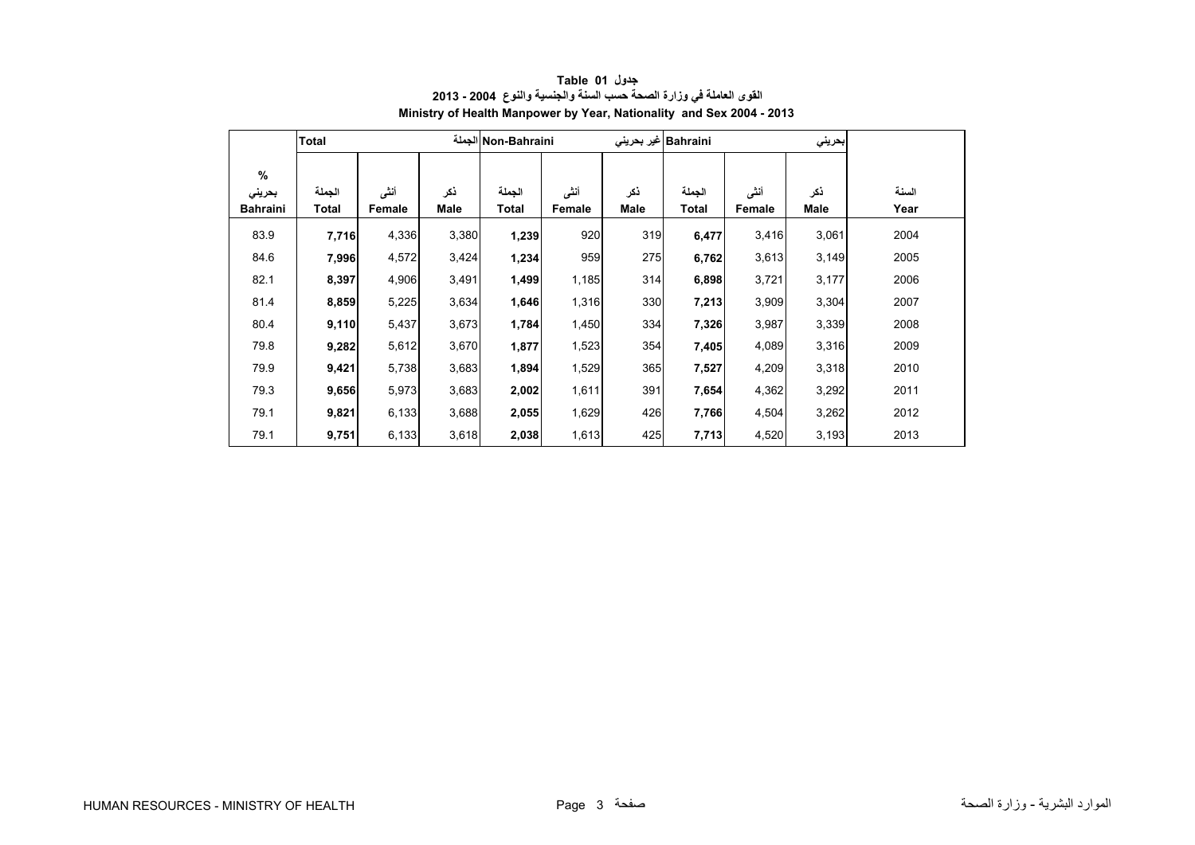**Table 01 جدول**

**القوى العاملة في وزارة الصحة حسب السنة والجنسية والنوع 2004 - 2013**

**Ministry of Health Manpower by Year, Nationality and Sex 2004 - 2013**

| | Total | | الجملة | Non-Bahraini | | غير بحريني | Bahraini | | بحريني | |
|---|---|---|---|---|---|---|---|---|---|---|
| % بحريني Bahraini | الجملة Total | أنثى Female | ذكر Male | الجملة Total | أنثى Female | ذكر Male | الجملة Total | أنثى Female | ذكر Male | السنة Year |
| 83.9 | **7,716** | 4,336 | 3,380 | **1,239** | 920 | 319 | **6,477** | 3,416 | 3,061 | 2004 |
| 84.6 | **7,996** | 4,572 | 3,424 | **1,234** | 959 | 275 | **6,762** | 3,613 | 3,149 | 2005 |
| 82.1 | **8,397** | 4,906 | 3,491 | **1,499** | 1,185 | 314 | **6,898** | 3,721 | 3,177 | 2006 |
| 81.4 | **8,859** | 5,225 | 3,634 | **1,646** | 1,316 | 330 | **7,213** | 3,909 | 3,304 | 2007 |
| 80.4 | **9,110** | 5,437 | 3,673 | **1,784** | 1,450 | 334 | **7,326** | 3,987 | 3,339 | 2008 |
| 79.8 | **9,282** | 5,612 | 3,670 | **1,877** | 1,523 | 354 | **7,405** | 4,089 | 3,316 | 2009 |
| 79.9 | **9,421** | 5,738 | 3,683 | **1,894** | 1,529 | 365 | **7,527** | 4,209 | 3,318 | 2010 |
| 79.3 | **9,656** | 5,973 | 3,683 | **2,002** | 1,611 | 391 | **7,654** | 4,362 | 3,292 | 2011 |
| 79.1 | **9,821** | 6,133 | 3,688 | **2,055** | 1,629 | 426 | **7,766** | 4,504 | 3,262 | 2012 |
| 79.1 | **9,751** | 6,133 | 3,618 | **2,038** | 1,613 | 425 | **7,713** | 4,520 | 3,193 | 2013 |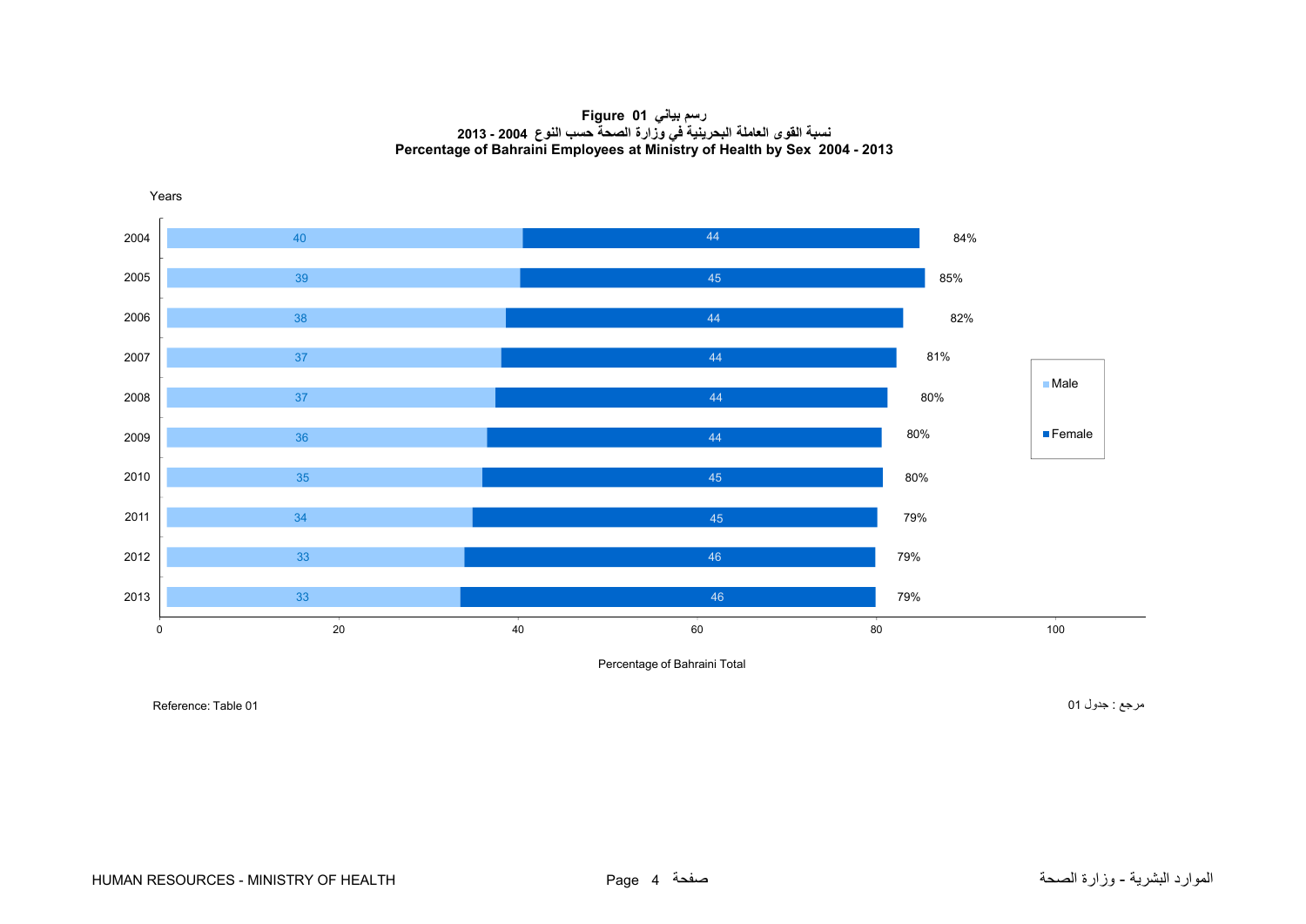**Figure 01 رسم بياني**

**نسبة القوى العاملة البحرينية في وزارة الصحة حسب النوع 2004 - 2013**

**Percentage of Bahraini Employees at Ministry of Health by Sex 2004 - 2013**

| Years | Male | Female | Total |
|---|---|---|---|
| 2004 | 40 | 44 | 84% |
| 2005 | 39 | 45 | 85% |
| 2006 | 38 | 44 | 82% |
| 2007 | 37 | 44 | 81% |
| 2008 | 37 | 44 | 80% |
| 2009 | 36 | 44 | 80% |
| 2010 | 35 | 45 | 80% |
| 2011 | 34 | 45 | 79% |
| 2012 | 33 | 46 | 79% |
| 2013 | 33 | 46 | 79% |

Percentage of Bahraini Total

Reference: Table 01 مرجع : جدول 01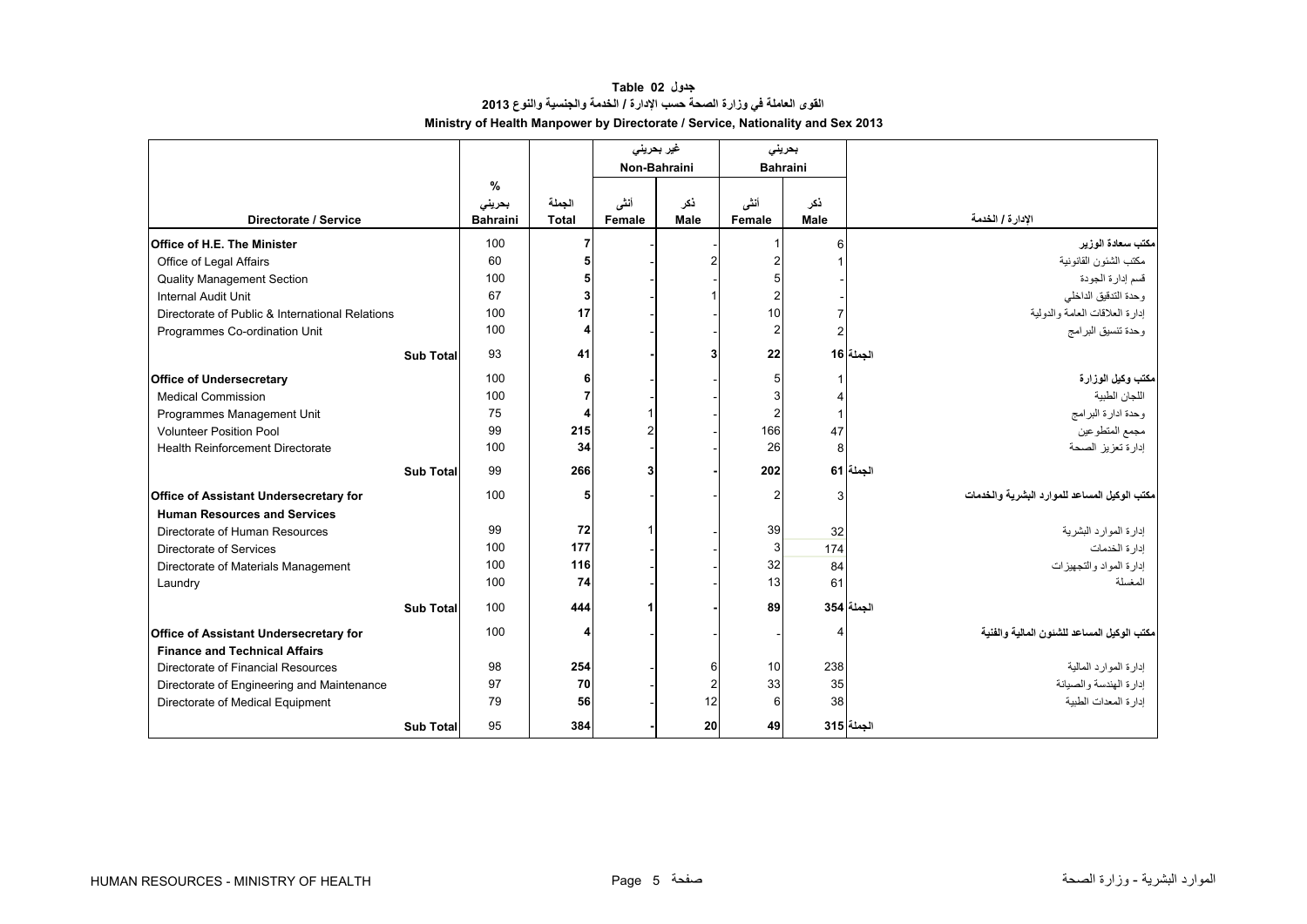**جدول Table 02**

**القوى العاملة في وزارة الصحة حسب الإدارة / الخدمة والجنسية والنوع 2013**

**Ministry of Health Manpower by Directorate / Service, Nationality and Sex 2013**

| | | | غير بحريني Non-Bahraini | | بحريني Bahraini | | |
|---|---|---|---|---|---|---|---|
| **Directorate / Service** | **% بحريني Bahraini** | **الجملة Total** | **أنثى Female** | **ذكر Male** | **أنثى Female** | **ذكر Male** | **الإدارة / الخدمة** |
| **Office of H.E. The Minister** | 100 | **7** | - | - | 1 | 6 | **مكتب سعادة الوزير** |
| Office of Legal Affairs | 60 | **5** | - | 2 | 2 | 1 | مكتب الشئون القانونية |
| Quality Management Section | 100 | **5** | - | - | 5 | - | قسم إدارة الجودة |
| Internal Audit Unit | 67 | **3** | - | 1 | 2 | - | وحدة التدقيق الداخلي |
| Directorate of Public & International Relations | 100 | **17** | - | - | 10 | 7 | إدارة العلاقات العامة والدولية |
| Programmes Co-ordination Unit | 100 | **4** | - | - | 2 | 2 | وحدة تنسيق البرامج |
| **Sub Total** | 93 | **41** | **-** | **3** | **22** | **16** | **الجملة** |
| **Office of Undersecretary** | 100 | **6** | - | - | 5 | 1 | **مكتب وكيل الوزارة** |
| Medical Commission | 100 | **7** | - | - | 3 | 4 | اللجان الطبية |
| Programmes Management Unit | 75 | **4** | 1 | - | 2 | 1 | وحدة ادارة البرامج |
| Volunteer Position Pool | 99 | **215** | 2 | - | 166 | 47 | مجمع المتطوعين |
| Health Reinforcement Directorate | 100 | **34** | - | - | 26 | 8 | إدارة تعزيز الصحة |
| **Sub Total** | 99 | **266** | **3** | **-** | **202** | **61** | **الجملة** |
| **Office of Assistant Undersecretary for Human Resources and Services** | 100 | **5** | - | - | 2 | 3 | **مكتب الوكيل المساعد للموارد البشرية والخدمات** |
| Directorate of Human Resources | 99 | **72** | 1 | - | 39 | 32 | إدارة الموارد البشرية |
| Directorate of Services | 100 | **177** | - | - | 3 | 174 | إدارة الخدمات |
| Directorate of Materials Management | 100 | **116** | - | - | 32 | 84 | إدارة المواد والتجهيزات |
| Laundry | 100 | **74** | - | - | 13 | 61 | المغسلة |
| **Sub Total** | 100 | **444** | **1** | **-** | **89** | **354** | **الجملة** |
| **Office of Assistant Undersecretary for Finance and Technical Affairs** | 100 | **4** | - | - | - | 4 | **مكتب الوكيل المساعد للشئون المالية والفنية** |
| Directorate of Financial Resources | 98 | **254** | - | 6 | 10 | 238 | إدارة الموارد المالية |
| Directorate of Engineering and Maintenance | 97 | **70** | - | 2 | 33 | 35 | إدارة الهندسة والصيانة |
| Directorate of Medical Equipment | 79 | **56** | - | 12 | 6 | 38 | إدارة المعدات الطبية |
| **Sub Total** | 95 | **384** | **-** | **20** | **49** | **315** | **الجملة** |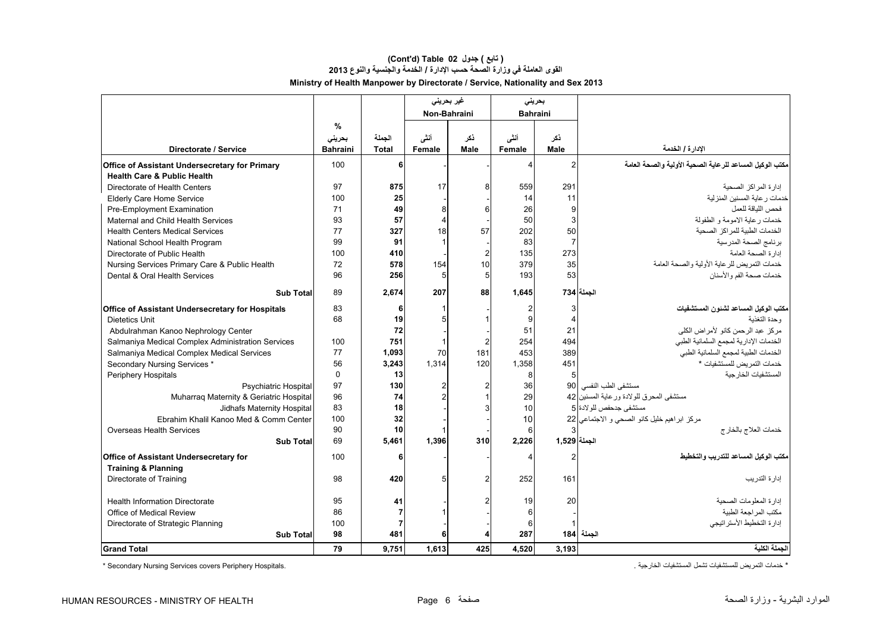## (Cont'd) Table 02 ( تابع ) جدول

### القوى العاملة في وزارة الصحة حسب الإدارة / الخدمة والجنسية والنوع 2013

### Ministry of Health Manpower by Directorate / Service, Nationality and Sex 2013

| | | | غير بحريني Non-Bahraini | | بحريني Bahraini | | |
|---|---|---|---|---|---|---|---|
| Directorate / Service | % بحريني Bahraini | الجملة Total | أنثى Female | ذكر Male | أنثى Female | ذكر Male | الإدارة / الخدمة |
| **Office of Assistant Undersecretary for Primary Health Care & Public Health** | 100 | **6** | - | - | 4 | 2 | **مكتب الوكيل المساعد للرعاية الصحية الأولية والصحة العامة** |
| Directorate of Health Centers | 97 | **875** | 17 | 8 | 559 | 291 | إدارة المراكز الصحية |
| Elderly Care Home Service | 100 | **25** | - | - | 14 | 11 | خدمات رعاية المسنين المنزلية |
| Pre-Employment Examination | 71 | **49** | 8 | 6 | 26 | 9 | فحص اللياقة للعمل |
| Maternal and Child Health Services | 93 | **57** | 4 | - | 50 | 3 | خدمات رعاية الامومة و الطفولة |
| Health Centers Medical Services | 77 | **327** | 18 | 57 | 202 | 50 | الخدمات الطبية للمراكز الصحية |
| National School Health Program | 99 | **91** | 1 | - | 83 | 7 | برنامج الصحة المدرسية |
| Directorate of Public Health | 100 | **410** | - | 2 | 135 | 273 | إدارة الصحة العامة |
| Nursing Services Primary Care & Public Health | 72 | **578** | 154 | 10 | 379 | 35 | خدمات التمريض للرعاية الأولية والصحة العامة |
| Dental & Oral Health Services | 96 | **256** | 5 | 5 | 193 | 53 | خدمات صحة الفم والأسنان |
| **Sub Total** | 89 | **2,674** | **207** | **88** | **1,645** | **734** | **الجملة** |
| **Office of Assistant Undersecretary for Hospitals** | 83 | **6** | 1 | - | 2 | 3 | **مكتب الوكيل المساعد لشئون المستشفيات** |
| Dietetics Unit | 68 | **19** | 5 | 1 | 9 | 4 | وحدة التغذية |
| Abdulrahman Kanoo Nephrology Center | | **72** | - | - | 51 | 21 | مركز عبد الرحمن كانو لأمراض الكلى |
| Salmaniya Medical Complex Administration Services | 100 | **751** | 1 | 2 | 254 | 494 | الخدمات الإدارية لمجمع السلمانية الطبي |
| Salmaniya Medical Complex Medical Services | 77 | **1,093** | 70 | 181 | 453 | 389 | الخدمات الطبية لمجمع السلمانية الطبي |
| Secondary Nursing Services * | 56 | **3,243** | 1,314 | 120 | 1,358 | 451 | خدمات التمريض للمستشفيات * |
| Periphery Hospitals | 0 | **13** | | | 8 | 5 | المستشفيات الخارجية |
| Psychiatric Hospital | 97 | **130** | 2 | 2 | 36 | 90 | مستشفى الطب النفسي |
| Muharraq Maternity & Geriatric Hospital | 96 | **74** | 2 | 1 | 29 | 42 | مستشفى المحرق للولادة ورعاية المسنين |
| Jidhafs Maternity Hospital | 83 | **18** | - | 3 | 10 | 5 | مستشفى جدحفص للولادة |
| Ebrahim Khalil Kanoo Med & Comm Center | 100 | **32** | - | - | 10 | 22 | مركز ابراهيم خليل كانو الصحي و الاجتماعي |
| Overseas Health Services | 90 | **10** | 1 | - | 6 | 3 | خدمات العلاج بالخارج |
| **Sub Total** | 69 | **5,461** | **1,396** | **310** | **2,226** | **1,529** | **الجملة** |
| **Office of Assistant Undersecretary for Training & Planning** | 100 | **6** | - | - | 4 | 2 | **مكتب الوكيل المساعد للتدريب والتخطيط** |
| Directorate of Training | 98 | **420** | 5 | 2 | 252 | 161 | إدارة التدريب |
| Health Information Directorate | 95 | **41** | - | 2 | 19 | 20 | إدارة المعلومات الصحية |
| Office of Medical Review | 86 | **7** | 1 | - | 6 | - | مكتب المراجعة الطبية |
| Directorate of Strategic Planning | 100 | **7** | - | - | 6 | 1 | إدارة التخطيط الأستراتيجي |
| **Sub Total** | **98** | **481** | **6** | **4** | **287** | **184** | **الجملة** |
| **Grand Total** | **79** | **9,751** | **1,613** | **425** | **4,520** | **3,193** | **الجملة الكلية** |

* Secondary Nursing Services covers Periphery Hospitals.

* خدمات التمريض للمستشفيات تشمل المستشفيات الخارجية .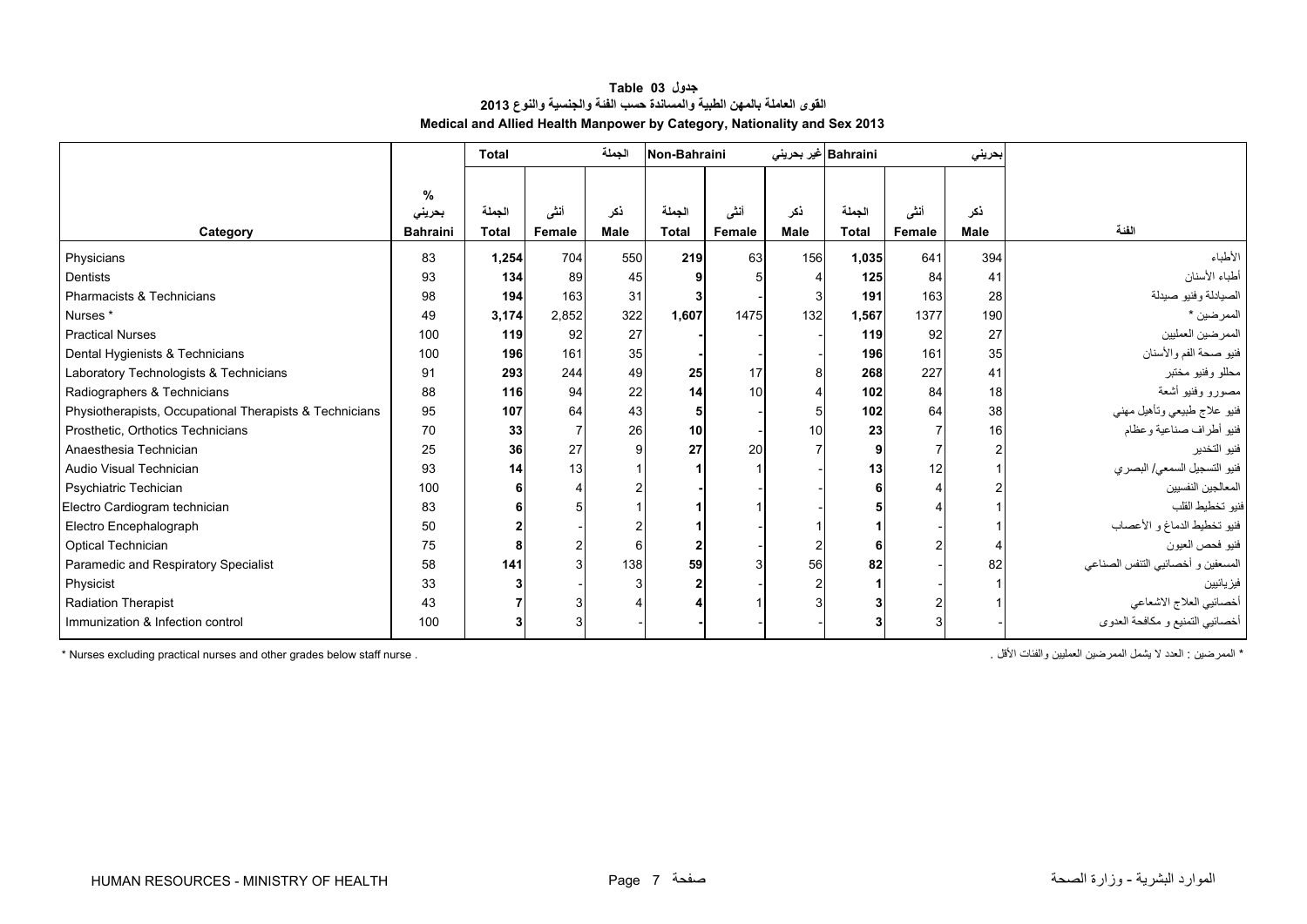# جدول 03 Table

## القوى العاملة بالمهن الطبية والمساندة حسب الفئة والجنسية والنوع 2013

## Medical and Allied Health Manpower by Category, Nationality and Sex 2013

| | | Total | | الجملة | Non-Bahraini | | غير بحريني | Bahraini | | بحريني | |
|---|---|---|---|---|---|---|---|---|---|---|---|
| Category | % بحريني Bahraini | الجملة Total | أنثى Female | ذكر Male | الجملة Total | أنثى Female | ذكر Male | الجملة Total | أنثى Female | ذكر Male | الفئة |
| Physicians | 83 | **1,254** | 704 | 550 | **219** | 63 | 156 | **1,035** | 641 | 394 | الأطباء |
| Dentists | 93 | **134** | 89 | 45 | **9** | 5 | 4 | **125** | 84 | 41 | أطباء الأسنان |
| Pharmacists & Technicians | 98 | **194** | 163 | 31 | **3** | - | 3 | **191** | 163 | 28 | الصيادلة وفنيو صيدلة |
| Nurses * | 49 | **3,174** | 2,852 | 322 | **1,607** | 1475 | 132 | **1,567** | 1377 | 190 | الممرضين * |
| Practical Nurses | 100 | **119** | 92 | 27 | **-** | - | - | **119** | 92 | 27 | الممرضين العمليين |
| Dental Hygienists & Technicians | 100 | **196** | 161 | 35 | **-** | - | - | **196** | 161 | 35 | فنيو صحة الفم والأسنان |
| Laboratory Technologists & Technicians | 91 | **293** | 244 | 49 | **25** | 17 | 8 | **268** | 227 | 41 | محللو وفنيو مختبر |
| Radiographers & Technicians | 88 | **116** | 94 | 22 | **14** | 10 | 4 | **102** | 84 | 18 | مصورو وفنيو أشعة |
| Physiotherapists, Occupational Therapists & Technicians | 95 | **107** | 64 | 43 | **5** | - | 5 | **102** | 64 | 38 | فنيو علاج طبيعي وتأهيل مهني |
| Prosthetic, Orthotics Technicians | 70 | **33** | 7 | 26 | **10** | - | 10 | **23** | 7 | 16 | فنيو أطراف صناعية وعظام |
| Anaesthesia Technician | 25 | **36** | 27 | 9 | **27** | 20 | 7 | **9** | 7 | 2 | فنيو التخدير |
| Audio Visual Technician | 93 | **14** | 13 | 1 | **1** | 1 | - | **13** | 12 | 1 | فنيو التسجيل السمعي/ البصري |
| Psychiatric Techician | 100 | **6** | 4 | 2 | **-** | - | - | **6** | 4 | 2 | المعالجين النفسيين |
| Electro Cardiogram technician | 83 | **6** | 5 | 1 | **1** | 1 | - | **5** | 4 | 1 | فنيو تخطيط القلب |
| Electro Encephalograph | 50 | **2** | - | 2 | **1** | - | 1 | **1** | - | 1 | فنيو تخطيط الدماغ و الأعصاب |
| Optical Technician | 75 | **8** | 2 | 6 | **2** | - | 2 | **6** | 2 | 4 | فنيو فحص العيون |
| Paramedic and Respiratory Specialist | 58 | **141** | 3 | 138 | **59** | 3 | 56 | **82** | - | 82 | المسعفين و أخصائيي التنفس الصناعي |
| Physicist | 33 | **3** | - | 3 | **2** | - | 2 | **1** | - | 1 | فيزيائيين |
| Radiation Therapist | 43 | **7** | 3 | 4 | **4** | 1 | 3 | **3** | 2 | 1 | أخصائيي العلاج الاشعاعي |
| Immunization & Infection control | 100 | **3** | 3 | - | **-** | - | - | **3** | 3 | - | أخصائيي التمنيع و مكافحة العدوى |

* Nurses excluding practical nurses and other grades below staff nurse .

* الممرضين : العدد لا يشمل الممرضين العمليين والفئات الأقل .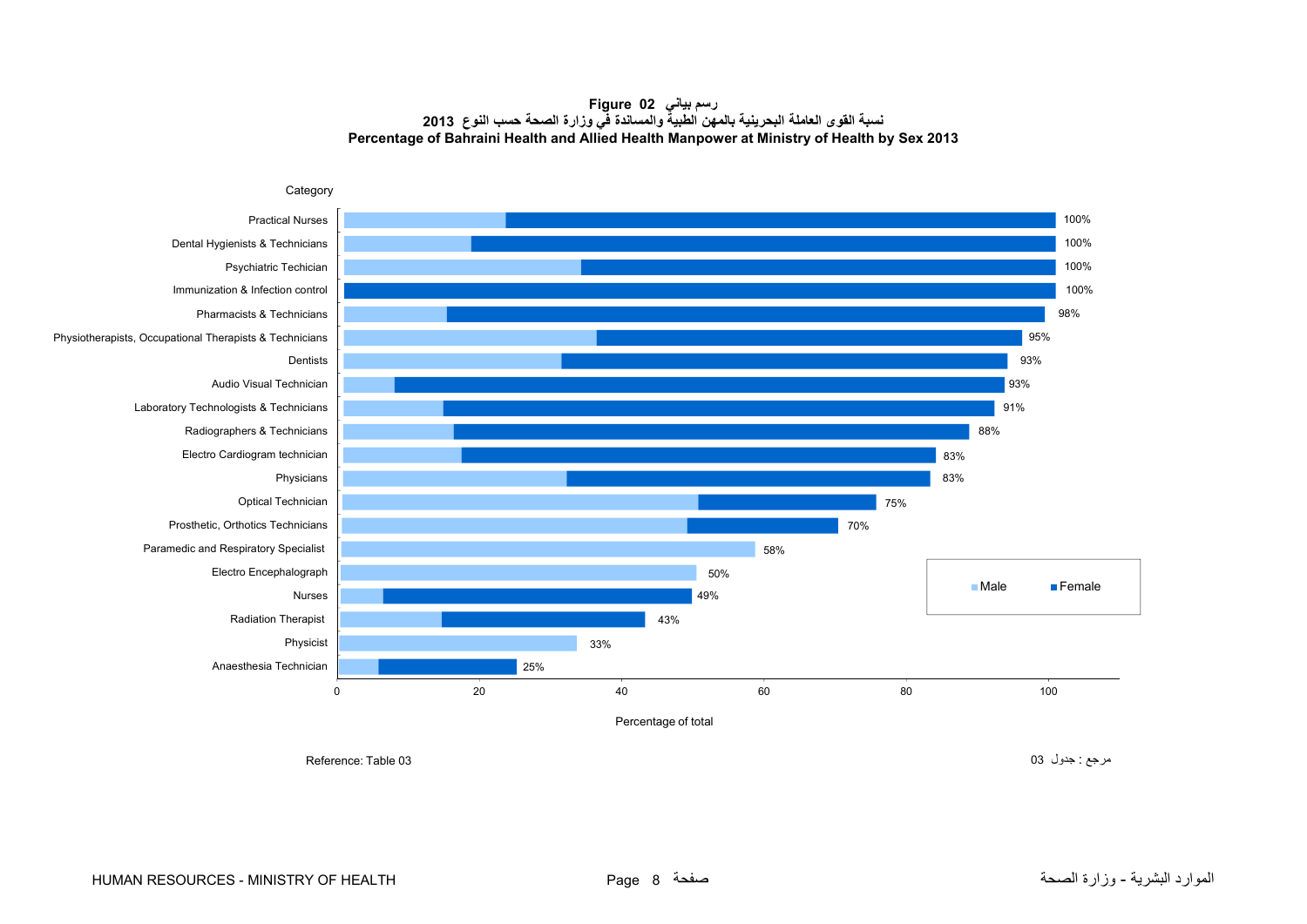**Figure 02 رسم بياني**

**نسبة القوى العاملة البحرينية بالمهن الطبية والمساندة في وزارة الصحة حسب النوع 2013**

**Percentage of Bahraini Health and Allied Health Manpower at Ministry of Health by Sex 2013**

| Category | Total |
|---|---|
| Practical Nurses | 100% |
| Dental Hygienists & Technicians | 100% |
| Psychiatric Techician | 100% |
| Immunization & Infection control | 100% |
| Pharmacists & Technicians | 98% |
| Physiotherapists, Occupational Therapists & Technicians | 95% |
| Dentists | 93% |
| Audio Visual Technician | 93% |
| Laboratory Technologists & Technicians | 91% |
| Radiographers & Technicians | 88% |
| Electro Cardiogram technician | 83% |
| Physicians | 83% |
| Optical Technician | 75% |
| Prosthetic, Orthotics Technicians | 70% |
| Paramedic and Respiratory Specialist | 58% |
| Electro Encephalograph | 50% |
| Nurses | 49% |
| Radiation Therapist | 43% |
| Physicist | 33% |
| Anaesthesia Technician | 25% |

Legend: Male, Female

Percentage of total

Reference: Table 03

مرجع : جدول 03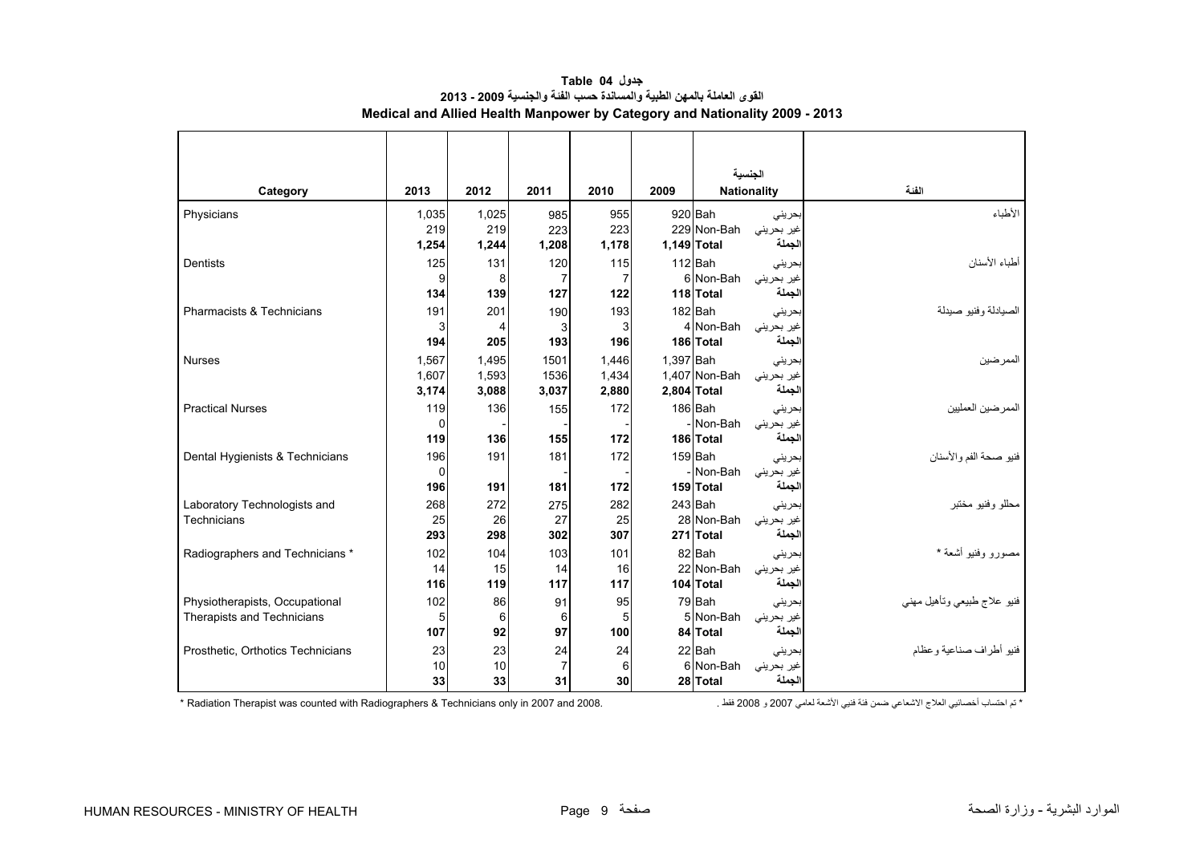# جدول Table 04

## القوى العاملة بالمهن الطبية والمساندة حسب الفئة والجنسية 2009 - 2013

## Medical and Allied Health Manpower by Category and Nationality 2009 - 2013

| Category | 2013 | 2012 | 2011 | 2010 | 2009 | Nationality | الجنسية | الفئة |
|---|---|---|---|---|---|---|---|---|
| Physicians | 1,035 | 1,025 | 985 | 955 | 920 | Bah | بحريني | الأطباء |
| | 219 | 219 | 223 | 223 | 229 | Non-Bah | غير بحريني | |
| | **1,254** | **1,244** | **1,208** | **1,178** | **1,149** | **Total** | **الجملة** | |
| Dentists | 125 | 131 | 120 | 115 | 112 | Bah | بحريني | أطباء الأسنان |
| | 9 | 8 | 7 | 7 | 6 | Non-Bah | غير بحريني | |
| | **134** | **139** | **127** | **122** | **118** | **Total** | **الجملة** | |
| Pharmacists & Technicians | 191 | 201 | 190 | 193 | 182 | Bah | بحريني | الصيادلة وفنيو صيدلة |
| | 3 | 4 | 3 | 3 | 4 | Non-Bah | غير بحريني | |
| | **194** | **205** | **193** | **196** | **186** | **Total** | **الجملة** | |
| Nurses | 1,567 | 1,495 | 1501 | 1,446 | 1,397 | Bah | بحريني | الممرضين |
| | 1,607 | 1,593 | 1536 | 1,434 | 1,407 | Non-Bah | غير بحريني | |
| | **3,174** | **3,088** | **3,037** | **2,880** | **2,804** | **Total** | **الجملة** | |
| Practical Nurses | 119 | 136 | 155 | 172 | 186 | Bah | بحريني | الممرضين العمليين |
| | 0 | - | - | - | - | Non-Bah | غير بحريني | |
| | **119** | **136** | **155** | **172** | **186** | **Total** | **الجملة** | |
| Dental Hygienists & Technicians | 196 | 191 | 181 | 172 | 159 | Bah | بحريني | فنيو صحة الفم والأسنان |
| | 0 | - | - | - | - | Non-Bah | غير بحريني | |
| | **196** | **191** | **181** | **172** | **159** | **Total** | **الجملة** | |
| Laboratory Technologists and Technicians | 268 | 272 | 275 | 282 | 243 | Bah | بحريني | محللو وفنيو مختبر |
| | 25 | 26 | 27 | 25 | 28 | Non-Bah | غير بحريني | |
| | **293** | **298** | **302** | **307** | **271** | **Total** | **الجملة** | |
| Radiographers and Technicians * | 102 | 104 | 103 | 101 | 82 | Bah | بحريني | مصورو وفنيو أشعة * |
| | 14 | 15 | 14 | 16 | 22 | Non-Bah | غير بحريني | |
| | **116** | **119** | **117** | **117** | **104** | **Total** | **الجملة** | |
| Physiotherapists, Occupational Therapists and Technicians | 102 | 86 | 91 | 95 | 79 | Bah | بحريني | فنيو علاج طبيعي وتأهيل مهني |
| | 5 | 6 | 6 | 5 | 5 | Non-Bah | غير بحريني | |
| | **107** | **92** | **97** | **100** | **84** | **Total** | **الجملة** | |
| Prosthetic, Orthotics Technicians | 23 | 23 | 24 | 24 | 22 | Bah | بحريني | فنيو أطراف صناعية وعظام |
| | 10 | 10 | 7 | 6 | 6 | Non-Bah | غير بحريني | |
| | **33** | **33** | **31** | **30** | **28** | **Total** | **الجملة** | |

* Radiation Therapist was counted with Radiographers & Technicians only in 2007 and 2008.

* تم احتساب أخصائيي العلاج الاشعاعي ضمن فئة فنيي الأشعة لعامي 2007 و 2008 فقط .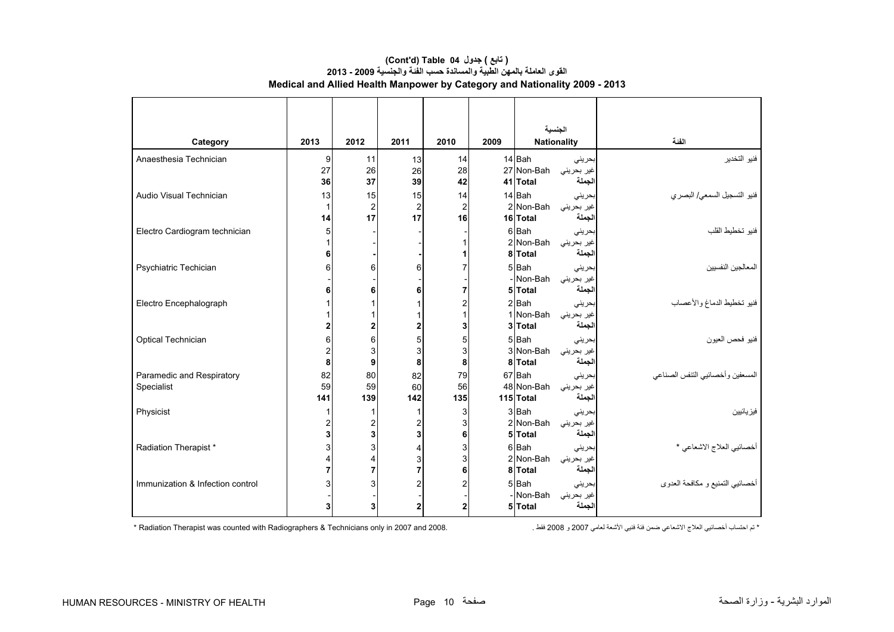# (Cont'd) Table 04 جدول ( تابع )

## القوى العاملة بالمهن الطبية والمساندة حسب الفئة والجنسية 2009 - 2013

## Medical and Allied Health Manpower by Category and Nationality 2009 - 2013

| Category | 2013 | 2012 | 2011 | 2010 | 2009 | Nationality | الجنسية | الفئة |
|---|---|---|---|---|---|---|---|---|
| Anaesthesia Technician | 9 | 11 | 13 | 14 | 14 | Bah | بحريني | فنيو التخدير |
| | 27 | 26 | 26 | 28 | 27 | Non-Bah | غير بحريني | |
| | **36** | **37** | **39** | **42** | **41** | **Total** | **الجملة** | |
| Audio Visual Technician | 13 | 15 | 15 | 14 | 14 | Bah | بحريني | فنيو التسجيل السمعي/ البصري |
| | 1 | 2 | 2 | 2 | 2 | Non-Bah | غير بحريني | |
| | **14** | **17** | **17** | **16** | **16** | **Total** | **الجملة** | |
| Electro Cardiogram technician | 5 | - | - | - | 6 | Bah | بحريني | فنيو تخطيط القلب |
| | 1 | - | - | 1 | 2 | Non-Bah | غير بحريني | |
| | **6** | **-** | **-** | **1** | **8** | **Total** | **الجملة** | |
| Psychiatric Techician | 6 | 6 | 6 | 7 | 5 | Bah | بحريني | المعالجين النفسيين |
| | - | - | - | - | - | Non-Bah | غير بحريني | |
| | **6** | **6** | **6** | **7** | **5** | **Total** | **الجملة** | |
| Electro Encephalograph | 1 | 1 | 1 | 2 | 2 | Bah | بحريني | فنيو تخطيط الدماغ والأعصاب |
| | 1 | 1 | 1 | 1 | 1 | Non-Bah | غير بحريني | |
| | **2** | **2** | **2** | **3** | **3** | **Total** | **الجملة** | |
| Optical Technician | 6 | 6 | 5 | 5 | 5 | Bah | بحريني | فنيو فحص العيون |
| | 2 | 3 | 3 | 3 | 3 | Non-Bah | غير بحريني | |
| | **8** | **9** | **8** | **8** | **8** | **Total** | **الجملة** | |
| Paramedic and Respiratory Specialist | 82 | 80 | 82 | 79 | 67 | Bah | بحريني | المسعفين وأخصائيي التنفس الصناعي |
| | 59 | 59 | 60 | 56 | 48 | Non-Bah | غير بحريني | |
| | **141** | **139** | **142** | **135** | **115** | **Total** | **الجملة** | |
| Physicist | 1 | 1 | 1 | 3 | 3 | Bah | بحريني | فيزيائيين |
| | 2 | 2 | 2 | 3 | 2 | Non-Bah | غير بحريني | |
| | **3** | **3** | **3** | **6** | **5** | **Total** | **الجملة** | |
| Radiation Therapist * | 3 | 3 | 4 | 3 | 6 | Bah | بحريني | أخصائيي العلاج الاشعاعي * |
| | 4 | 4 | 3 | 3 | 2 | Non-Bah | غير بحريني | |
| | **7** | **7** | **7** | **6** | **8** | **Total** | **الجملة** | |
| Immunization & Infection control | 3 | 3 | 2 | 2 | 5 | Bah | بحريني | أخصائيي التمنيع و مكافحة العدوى |
| | - | - | - | - | - | Non-Bah | غير بحريني | |
| | **3** | **3** | **2** | **2** | **5** | **Total** | **الجملة** | |

* Radiation Therapist was counted with Radiographers & Technicians only in 2007 and 2008.

* تم احتساب أخصائيي العلاج الاشعاعي ضمن فئة فنيي الأشعة لعامي 2007 و 2008 فقط .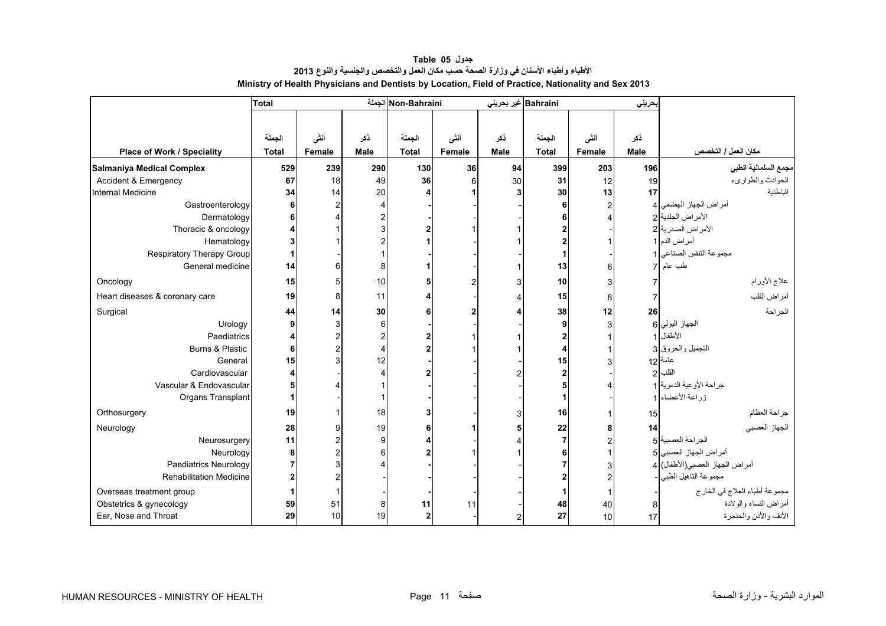**جدول Table 05**

**الأطباء وأطباء الأسنان في وزارة الصحة حسب مكان العمل والتخصص والجنسية والنوع 2013**

**Ministry of Health Physicians and Dentists by Location, Field of Practice, Nationality and Sex 2013**

| | Total | | الجملة | Non-Bahraini | | غير بحريني | Bahraini | | بحريني | |
|---|---|---|---|---|---|---|---|---|---|---|
| Place of Work / Speciality | الجملة Total | أنثى Female | ذكر Male | الجملة Total | أنثى Female | ذكر Male | الجملة Total | أنثى Female | ذكر Male | مكان العمل / التخصص |
| **Salmaniya Medical Complex** | **529** | **239** | **290** | **130** | **36** | **94** | **399** | **203** | **196** | **مجمع السلمانية الطبي** |
| Accident & Emergency | **67** | 18 | 49 | **36** | 6 | 30 | **31** | 12 | 19 | الحوادث والطوارىء |
| Internal Medicine | **34** | 14 | 20 | **4** | **1** | **3** | **30** | **13** | **17** | الباطنية |
| Gastroenterology | **6** | 2 | 4 | **-** | - | - | **6** | 2 | 4 | أمراض الجهاز الهضمي |
| Dermatology | **6** | 4 | 2 | **-** | - | - | **6** | 4 | 2 | الأمراض الجلدية |
| Thoracic & oncology | **4** | 1 | 3 | **2** | 1 | 1 | **2** | - | 2 | الأمراض الصدرية |
| Hematology | **3** | 1 | 2 | **1** | - | 1 | **2** | 1 | 1 | أمراض الدم |
| Respiratory Therapy Group | **1** | - | 1 | **-** | - | - | **1** | - | 1 | مجموعة التنفس الصناعي |
| General medicine | **14** | 6 | 8 | **1** | - | 1 | **13** | 6 | 7 | طب عام |
| Oncology | **15** | 5 | 10 | **5** | 2 | 3 | **10** | 3 | 7 | علاج الأورام |
| Heart diseases & coronary care | **19** | 8 | 11 | **4** | - | 4 | **15** | 8 | 7 | أمراض القلب |
| Surgical | **44** | **14** | **30** | **6** | **2** | **4** | **38** | **12** | **26** | الجراحة |
| Urology | **9** | 3 | 6 | **-** | - | - | **9** | 3 | 6 | الجهاز البولي |
| Paediatrics | **4** | 2 | 2 | **2** | 1 | 1 | **2** | 1 | 1 | الأطفال |
| Burns & Plastic | **6** | 2 | 4 | **2** | 1 | 1 | **4** | 1 | 3 | التجميل والحروق |
| General | **15** | 3 | 12 | **-** | - | - | **15** | 3 | 12 | عامة |
| Cardiovascular | **4** | - | 4 | **2** | - | 2 | **2** | - | 2 | القلب |
| Vascular & Endovascular | **5** | 4 | 1 | **-** | - | - | **5** | 4 | 1 | جراحة الأوعية الدموية |
| Organs Transplant | **1** | - | 1 | **-** | - | - | **1** | - | 1 | زراعة الأعضاء |
| Orthosurgery | **19** | 1 | 18 | **3** | - | 3 | **16** | 1 | 15 | جراحة العظام |
| Neurology | **28** | 9 | 19 | **6** | **1** | **5** | **22** | **8** | **14** | الجهاز العصبي |
| Neurosurgery | **11** | 2 | 9 | **4** | - | 4 | **7** | 2 | 5 | الجراحة العصبية |
| Neurology | **8** | 2 | 6 | **2** | 1 | 1 | **6** | 1 | 5 | أمراض الجهاز العصبي |
| Paediatrics Neurology | **7** | 3 | 4 | **-** | - | - | **7** | 3 | 4 | أمراض الجهاز العصبي(الأطفال) |
| Rehabilitation Medicine | **2** | 2 | - | **-** | - | - | **2** | 2 | - | مجموعة التاهيل الطبي |
| Overseas treatment group | **1** | 1 | - | **-** | - | - | **1** | 1 | - | مجموعة أطباء العلاج في الخارج |
| Obstetrics & gynecology | **59** | 51 | 8 | **11** | 11 | - | **48** | 40 | 8 | أمراض النساء والولادة |
| Ear, Nose and Throat | **29** | 10 | 19 | **2** | - | 2 | **27** | 10 | 17 | الأنف والأذن والحنجرة |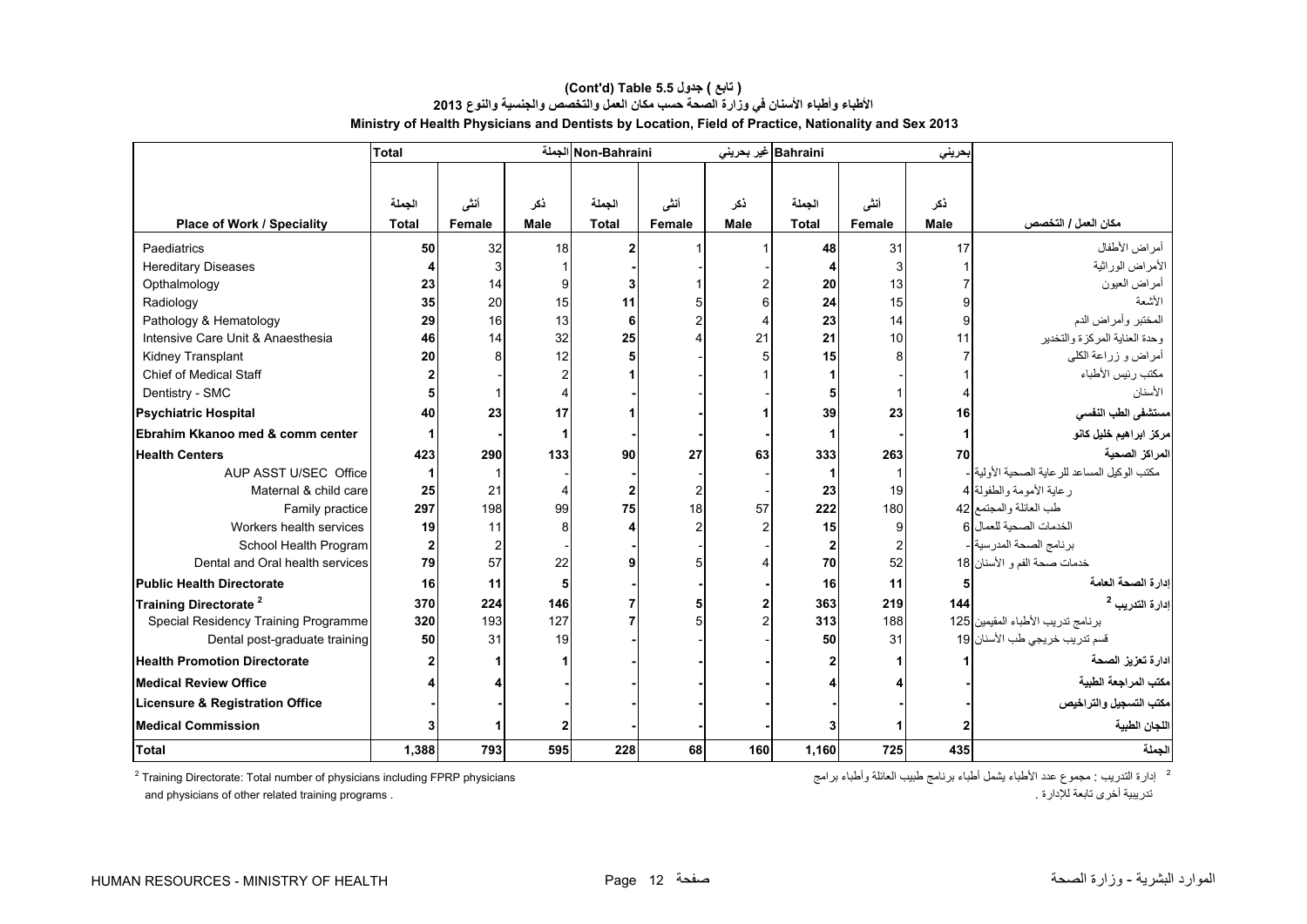**(Cont'd) Table 5.5 ( تابع ) جدول**

**الأطباء وأطباء الأسنان في وزارة الصحة حسب مكان العمل والتخصص والجنسية والنوع 2013**

**Ministry of Health Physicians and Dentists by Location, Field of Practice, Nationality and Sex 2013**

| | Total | | الجملة | Non-Bahraini | | غير بحريني | Bahraini | | بحريني | |
|---|---|---|---|---|---|---|---|---|---|---|
| **Place of Work / Speciality** | الجملة **Total** | أنثى **Female** | ذكر **Male** | الجملة **Total** | أنثى **Female** | ذكر **Male** | الجملة **Total** | أنثى **Female** | ذكر **Male** | **مكان العمل / التخصص** |
| Paediatrics | **50** | 32 | 18 | **2** | 1 | 1 | **48** | 31 | 17 | أمراض الأطفال |
| Hereditary Diseases | **4** | 3 | 1 | **-** | - | - | **4** | 3 | 1 | الأمراض الوراثية |
| Opthalmology | **23** | 14 | 9 | **3** | 1 | 2 | **20** | 13 | 7 | أمراض العيون |
| Radiology | **35** | 20 | 15 | **11** | 5 | 6 | **24** | 15 | 9 | الأشعة |
| Pathology & Hematology | **29** | 16 | 13 | **6** | 2 | 4 | **23** | 14 | 9 | المختبر وأمراض الدم |
| Intensive Care Unit & Anaesthesia | **46** | 14 | 32 | **25** | 4 | 21 | **21** | 10 | 11 | وحدة العناية المركزة والتخدير |
| Kidney Transplant | **20** | 8 | 12 | **5** | - | 5 | **15** | 8 | 7 | أمراض و زراعة الكلى |
| Chief of Medical Staff | **2** | - | 2 | **1** | - | 1 | **1** | - | 1 | مكتب رئيس الأطباء |
| Dentistry - SMC | **5** | 1 | 4 | **-** | - | - | **5** | 1 | 4 | الأسنان |
| **Psychiatric Hospital** | **40** | **23** | **17** | **1** | **-** | **1** | **39** | **23** | **16** | **مستشفى الطب النفسي** |
| **Ebrahim Kkanoo med & comm center** | **1** | **-** | **1** | **-** | **-** | **-** | **1** | **-** | **1** | **مركز ابراهيم خليل كانو** |
| **Health Centers** | **423** | **290** | **133** | **90** | **27** | **63** | **333** | **263** | **70** | **المراكز الصحية** |
| AUP ASST U/SEC Office | **1** | 1 | - | **-** | - | - | **1** | 1 | - | مكتب الوكيل المساعد للرعاية الصحية الأولية |
| Maternal & child care | **25** | 21 | 4 | **2** | 2 | - | **23** | 19 | 4 | رعاية الأمومة والطفولة |
| Family practice | **297** | 198 | 99 | **75** | 18 | 57 | **222** | 180 | 42 | طب العائلة والمجتمع |
| Workers health services | **19** | 11 | 8 | **4** | 2 | 2 | **15** | 9 | 6 | الخدمات الصحية للعمال |
| School Health Program | **2** | 2 | - | **-** | - | - | **2** | 2 | - | برنامج الصحة المدرسية |
| Dental and Oral health services | **79** | 57 | 22 | **9** | 5 | 4 | **70** | 52 | 18 | خدمات صحة الفم و الأسنان |
| **Public Health Directorate** | **16** | **11** | **5** | **-** | **-** | **-** | **16** | **11** | **5** | **إدارة الصحة العامة** |
| **Training Directorate [2]** | **370** | **224** | **146** | **7** | **5** | **2** | **363** | **219** | **144** | **إدارة التدريب [2]** |
| Special Residency Training Programme | **320** | 193 | 127 | **7** | 5 | 2 | **313** | 188 | 125 | برنامج تدريب الأطباء المقيمين |
| Dental post-graduate training | **50** | 31 | 19 | **-** | - | - | **50** | 31 | 19 | قسم تدريب خريجي طب الأسنان |
| **Health Promotion Directorate** | **2** | **1** | **1** | **-** | **-** | **-** | **2** | **1** | **1** | **ادارة تعزيز الصحة** |
| **Medical Review Office** | **4** | **4** | **-** | **-** | **-** | **-** | **4** | **4** | **-** | **مكتب المراجعة الطبية** |
| **Licensure & Registration Office** | **-** | **-** | **-** | **-** | **-** | **-** | **-** | **-** | **-** | **مكتب التسجيل والتراخيص** |
| **Medical Commission** | **3** | **1** | **2** | **-** | **-** | **-** | **3** | **1** | **2** | **اللجان الطبية** |
| **Total** | **1,388** | **793** | **595** | **228** | **68** | **160** | **1,160** | **725** | **435** | **الجملة** |

[2] Training Directorate: Total number of physicians including FPRP physicians and physicians of other related training programs .

[2] إدارة التدريب : مجموع عدد الأطباء يشمل أطباء برنامج طبيب العائلة وأطباء برامج تدريبية أخرى تابعة للإدارة .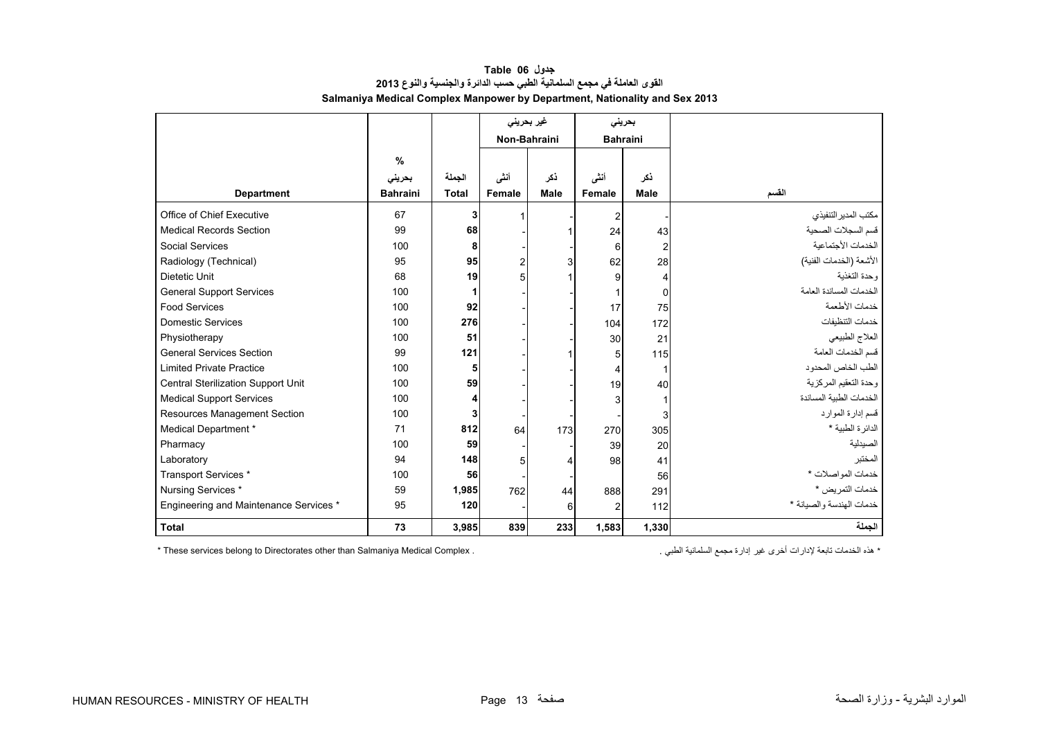**جدول 06 Table**

**القوى العاملة في مجمع السلمانية الطبي حسب الدائرة والجنسية والنوع 2013**

**Salmaniya Medical Complex Manpower by Department, Nationality and Sex 2013**

| | | | غير بحريني Non-Bahraini | | بحريني Bahraini | | |
|---|---|---|---|---|---|---|---|
| **Department** | % بحريني **Bahraini** | الجملة **Total** | أنثى **Female** | ذكر **Male** | أنثى **Female** | ذكر **Male** | **القسم** |
| Office of Chief Executive | 67 | **3** | 1 | - | 2 | - | مكتب المدير التنفيذي |
| Medical Records Section | 99 | **68** | - | 1 | 24 | 43 | قسم السجلات الصحية |
| Social Services | 100 | **8** | - | - | 6 | 2 | الخدمات الأجتماعية |
| Radiology (Technical) | 95 | **95** | 2 | 3 | 62 | 28 | الأشعة (الخدمات الفنية) |
| Dietetic Unit | 68 | **19** | 5 | 1 | 9 | 4 | وحدة التغذية |
| General Support Services | 100 | **1** | - | - | 1 | 0 | الخدمات المساندة العامة |
| Food Services | 100 | **92** | - | - | 17 | 75 | خدمات الأطعمة |
| Domestic Services | 100 | **276** | - | - | 104 | 172 | خدمات التنظيفات |
| Physiotherapy | 100 | **51** | - | - | 30 | 21 | العلاج الطبيعي |
| General Services Section | 99 | **121** | - | 1 | 5 | 115 | قسم الخدمات العامة |
| Limited Private Practice | 100 | **5** | - | - | 4 | 1 | الطب الخاص المحدود |
| Central Sterilization Support Unit | 100 | **59** | - | - | 19 | 40 | وحدة التعقيم المركزية |
| Medical Support Services | 100 | **4** | - | - | 3 | 1 | الخدمات الطبية المساندة |
| Resources Management Section | 100 | **3** | - | - | - | 3 | قسم إدارة الموارد |
| Medical Department * | 71 | **812** | 64 | 173 | 270 | 305 | الدائرة الطبية * |
| Pharmacy | 100 | **59** | - | - | 39 | 20 | الصيدلية |
| Laboratory | 94 | **148** | 5 | 4 | 98 | 41 | المختبر |
| Transport Services * | 100 | **56** | - | - | | 56 | خدمات المواصلات * |
| Nursing Services * | 59 | **1,985** | 762 | 44 | 888 | 291 | خدمات التمريض * |
| Engineering and Maintenance Services * | 95 | **120** | - | 6 | 2 | 112 | خدمات الهندسة والصيانة * |
| **Total** | **73** | **3,985** | **839** | **233** | **1,583** | **1,330** | **الجملة** |

* These services belong to Directorates other than Salmaniya Medical Complex .

* هذه الخدمات تابعة لإدارات أخرى غير إدارة مجمع السلمانية الطبي .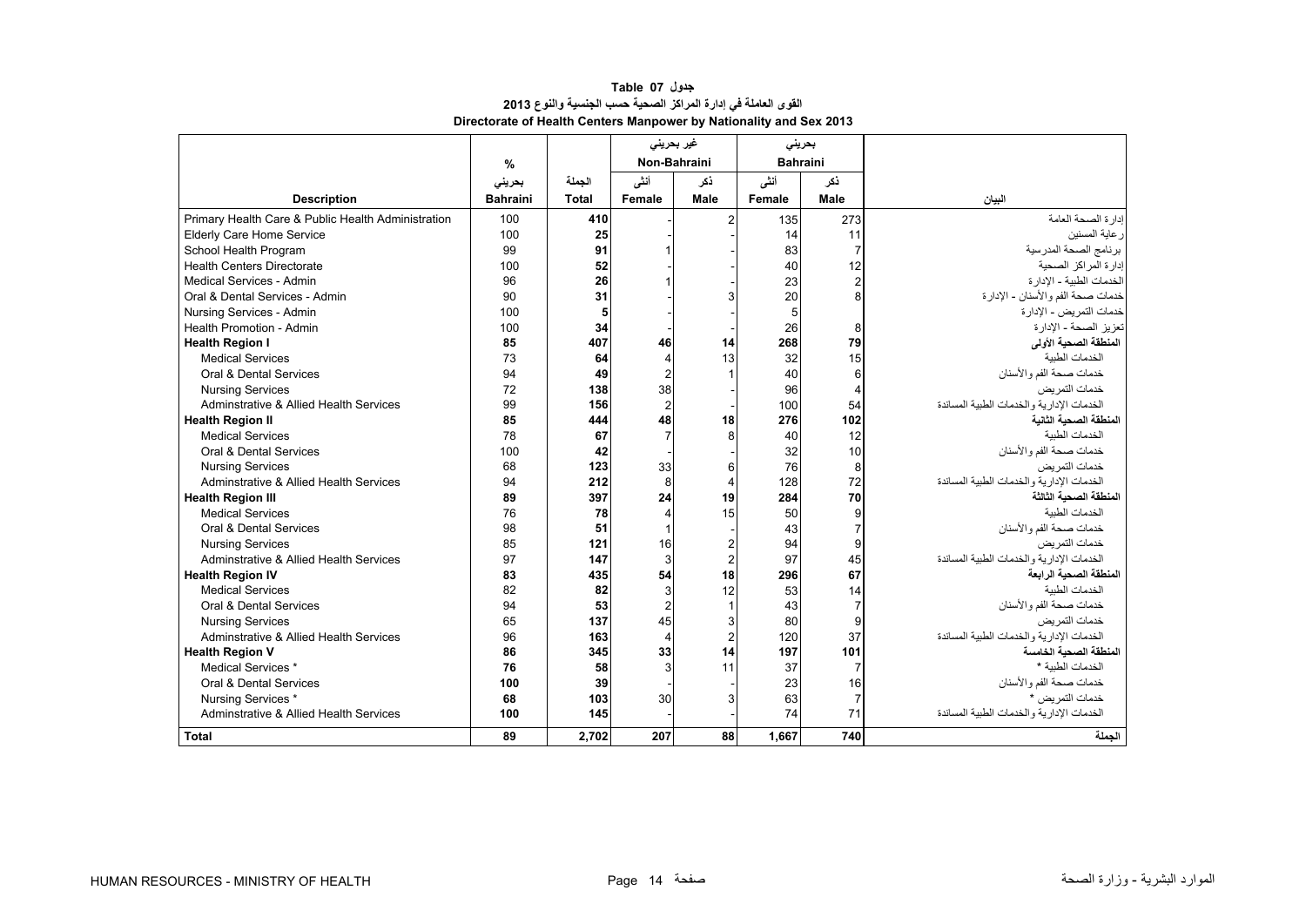**جدول Table 07**

**القوى العاملة في إدارة المراكز الصحية حسب الجنسية والنوع 2013**

**Directorate of Health Centers Manpower by Nationality and Sex 2013**

| | % | | غير بحريني Non-Bahraini | | بحريني Bahraini | | |
|---|---|---|---|---|---|---|---|
| **Description** | بحريني **Bahraini** | الجملة **Total** | أنثى **Female** | ذكر **Male** | أنثى **Female** | ذكر **Male** | البيان |
| Primary Health Care & Public Health Administration | 100 | **410** | - | 2 | 135 | 273 | إدارة الصحة العامة |
| Elderly Care Home Service | 100 | **25** | - | - | 14 | 11 | رعاية المسنين |
| School Health Program | 99 | **91** | 1 | - | 83 | 7 | برنامج الصحة المدرسية |
| Health Centers Directorate | 100 | **52** | - | - | 40 | 12 | إدارة المراكز الصحية |
| Medical Services - Admin | 96 | **26** | 1 | - | 23 | 2 | الخدمات الطبية - الإدارة |
| Oral & Dental Services - Admin | 90 | **31** | - | 3 | 20 | 8 | خدمات صحة الفم والأسنان - الإدارة |
| Nursing Services - Admin | 100 | **5** | - | - | 5 | | خدمات التمريض - الإدارة |
| Health Promotion - Admin | 100 | **34** | - | - | 26 | 8 | تعزيز الصحة - الإدارة |
| **Health Region I** | **85** | **407** | **46** | **14** | **268** | **79** | **المنطقة الصحية الأولى** |
| Medical Services | 73 | **64** | 4 | 13 | 32 | 15 | الخدمات الطبية |
| Oral & Dental Services | 94 | **49** | 2 | 1 | 40 | 6 | خدمات صحة الفم والأسنان |
| Nursing Services | 72 | **138** | 38 | - | 96 | 4 | خدمات التمريض |
| Adminstrative & Allied Health Services | 99 | **156** | 2 | - | 100 | 54 | الخدمات الإدارية والخدمات الطبية المساندة |
| **Health Region II** | **85** | **444** | **48** | **18** | **276** | **102** | **المنطقة الصحية الثانية** |
| Medical Services | 78 | **67** | 7 | 8 | 40 | 12 | الخدمات الطبية |
| Oral & Dental Services | 100 | **42** | - | - | 32 | 10 | خدمات صحة الفم والأسنان |
| Nursing Services | 68 | **123** | 33 | 6 | 76 | 8 | خدمات التمريض |
| Adminstrative & Allied Health Services | 94 | **212** | 8 | 4 | 128 | 72 | الخدمات الإدارية والخدمات الطبية المساندة |
| **Health Region III** | **89** | **397** | **24** | **19** | **284** | **70** | **المنطقة الصحية الثالثة** |
| Medical Services | 76 | **78** | 4 | 15 | 50 | 9 | الخدمات الطبية |
| Oral & Dental Services | 98 | **51** | 1 | - | 43 | 7 | خدمات صحة الفم والأسنان |
| Nursing Services | 85 | **121** | 16 | 2 | 94 | 9 | خدمات التمريض |
| Adminstrative & Allied Health Services | 97 | **147** | 3 | 2 | 97 | 45 | الخدمات الإدارية والخدمات الطبية المساندة |
| **Health Region IV** | **83** | **435** | **54** | **18** | **296** | **67** | **المنطقة الصحية الرابعة** |
| Medical Services | 82 | **82** | 3 | 12 | 53 | 14 | الخدمات الطبية |
| Oral & Dental Services | 94 | **53** | 2 | 1 | 43 | 7 | خدمات صحة الفم والأسنان |
| Nursing Services | 65 | **137** | 45 | 3 | 80 | 9 | خدمات التمريض |
| Adminstrative & Allied Health Services | 96 | **163** | 4 | 2 | 120 | 37 | الخدمات الإدارية والخدمات الطبية المساندة |
| **Health Region V** | **86** | **345** | **33** | **14** | **197** | **101** | **المنطقة الصحية الخامسة** |
| Medical Services * | **76** | **58** | 3 | 11 | 37 | 7 | الخدمات الطبية * |
| Oral & Dental Services | **100** | **39** | - | - | 23 | 16 | خدمات صحة الفم والأسنان |
| Nursing Services * | **68** | **103** | 30 | 3 | 63 | 7 | خدمات التمريض * |
| Adminstrative & Allied Health Services | **100** | **145** | - | - | 74 | 71 | الخدمات الإدارية والخدمات الطبية المساندة |
| **Total** | **89** | **2,702** | **207** | **88** | **1,667** | **740** | **الجملة** |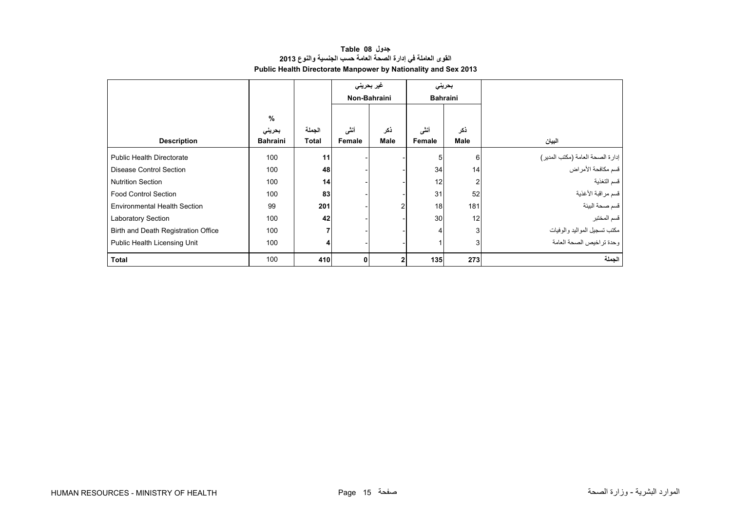**جدول Table 08**

**القوى العاملة في إدارة الصحة العامة حسب الجنسية والنوع 2013**

**Public Health Directorate Manpower by Nationality and Sex 2013**

| | | | غير بحريني Non-Bahraini | | بحريني Bahraini | | |
|---|---|---|---|---|---|---|---|
| **Description** | **% بحريني Bahraini** | **الجملة Total** | **أنثى Female** | **ذكر Male** | **أنثى Female** | **ذكر Male** | **البيان** |
| Public Health Directorate | 100 | **11** | - | - | 5 | 6 | إدارة الصحة العامة (مكتب المدير) |
| Disease Control Section | 100 | **48** | - | - | 34 | 14 | قسم مكافحة الأمراض |
| Nutrition Section | 100 | **14** | - | - | 12 | 2 | قسم التغذية |
| Food Control Section | 100 | **83** | - | - | 31 | 52 | قسم مراقبة الأغذية |
| Environmental Health Section | 99 | **201** | - | 2 | 18 | 181 | قسم صحة البيئة |
| Laboratory Section | 100 | **42** | - | - | 30 | 12 | قسم المختبر |
| Birth and Death Registration Office | 100 | **7** | - | - | 4 | 3 | مكتب تسجيل المواليد والوفيات |
| Public Health Licensing Unit | 100 | **4** | - | - | 1 | 3 | وحدة تراخيص الصحة العامة |
| **Total** | 100 | **410** | **0** | **2** | **135** | **273** | **الجملة** |